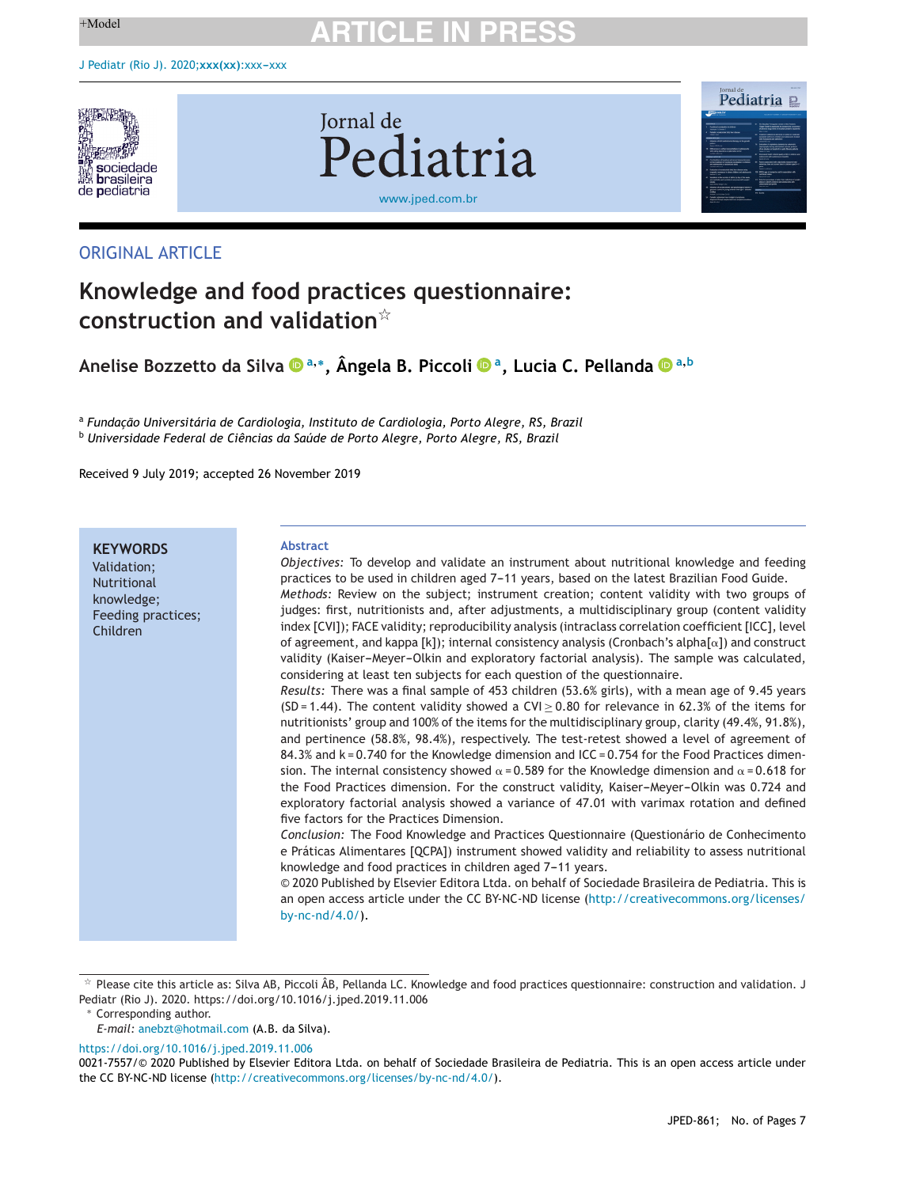ORIGINAL ARTICLE

# Knowledge and food practices questionnaire: construction and validation☆

Anelise Bozzetto da Silva [a,*], Ângela B. Piccoli [a], Lucia C. Pellanda [a,b]

[a] *Fundação Universitária de Cardiologia, Instituto de Cardiologia, Porto Alegre, RS, Brazil*
[b] *Universidade Federal de Ciências da Saúde de Porto Alegre, Porto Alegre, RS, Brazil*

Received 9 July 2019; accepted 26 November 2019

**KEYWORDS**
Validation;
Nutritional knowledge;
Feeding practices;
Children

## Abstract

*Objectives:* To develop and validate an instrument about nutritional knowledge and feeding practices to be used in children aged 7–11 years, based on the latest Brazilian Food Guide.

*Methods:* Review on the subject; instrument creation; content validity with two groups of judges: first, nutritionists and, after adjustments, a multidisciplinary group (content validity index [CVI]); FACE validity; reproducibility analysis (intraclass correlation coefficient [ICC], level of agreement, and kappa [k]); internal consistency analysis (Cronbach's alpha[$\alpha$]) and construct validity (Kaiser–Meyer–Olkin and exploratory factorial analysis). The sample was calculated, considering at least ten subjects for each question of the questionnaire.

*Results:* There was a final sample of 453 children (53.6% girls), with a mean age of 9.45 years (SD = 1.44). The content validity showed a CVI $\geq$ 0.80 for relevance in 62.3% of the items for nutritionists' group and 100% of the items for the multidisciplinary group, clarity (49.4%, 91.8%), and pertinence (58.8%, 98.4%), respectively. The test-retest showed a level of agreement of 84.3% and k = 0.740 for the Knowledge dimension and ICC = 0.754 for the Food Practices dimension. The internal consistency showed $\alpha$ = 0.589 for the Knowledge dimension and $\alpha$ = 0.618 for the Food Practices dimension. For the construct validity, Kaiser–Meyer–Olkin was 0.724 and exploratory factorial analysis showed a variance of 47.01 with varimax rotation and defined five factors for the Practices Dimension.

*Conclusion:* The Food Knowledge and Practices Questionnaire (Questionário de Conhecimento e Práticas Alimentares [QCPA]) instrument showed validity and reliability to assess nutritional knowledge and food practices in children aged 7–11 years.

© 2020 Published by Elsevier Editora Ltda. on behalf of Sociedade Brasileira de Pediatria. This is an open access article under the CC BY-NC-ND license (http://creativecommons.org/licenses/by-nc-nd/4.0/).

☆ Please cite this article as: Silva AB, Piccoli ÂB, Pellanda LC. Knowledge and food practices questionnaire: construction and validation. J Pediatr (Rio J). 2020. https://doi.org/10.1016/j.jped.2019.11.006

\* Corresponding author.
*E-mail:* anebzt@hotmail.com (A.B. da Silva).

https://doi.org/10.1016/j.jped.2019.11.006
0021-7557/© 2020 Published by Elsevier Editora Ltda. on behalf of Sociedade Brasileira de Pediatria. This is an open access article under the CC BY-NC-ND license (http://creativecommons.org/licenses/by-nc-nd/4.0/).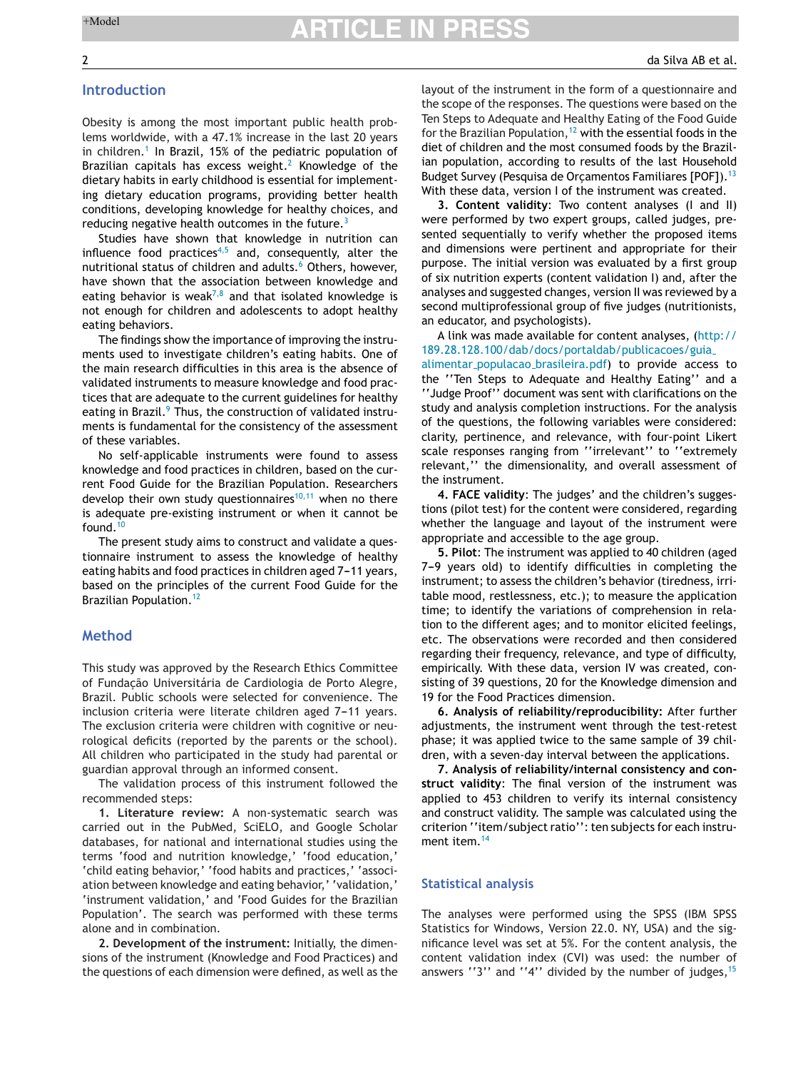## Introduction

Obesity is among the most important public health problems worldwide, with a 47.1% increase in the last 20 years in children.[1] In Brazil, 15% of the pediatric population of Brazilian capitals has excess weight.[2] Knowledge of the dietary habits in early childhood is essential for implementing dietary education programs, providing better health conditions, developing knowledge for healthy choices, and reducing negative health outcomes in the future.[3]

Studies have shown that knowledge in nutrition can influence food practices[4,5] and, consequently, alter the nutritional status of children and adults.[6] Others, however, have shown that the association between knowledge and eating behavior is weak[7,8] and that isolated knowledge is not enough for children and adolescents to adopt healthy eating behaviors.

The findings show the importance of improving the instruments used to investigate children's eating habits. One of the main research difficulties in this area is the absence of validated instruments to measure knowledge and food practices that are adequate to the current guidelines for healthy eating in Brazil.[9] Thus, the construction of validated instruments is fundamental for the consistency of the assessment of these variables.

No self-applicable instruments were found to assess knowledge and food practices in children, based on the current Food Guide for the Brazilian Population. Researchers develop their own study questionnaires[10,11] when no there is adequate pre-existing instrument or when it cannot be found.[10]

The present study aims to construct and validate a questionnaire instrument to assess the knowledge of healthy eating habits and food practices in children aged 7–11 years, based on the principles of the current Food Guide for the Brazilian Population.[12]

## Method

This study was approved by the Research Ethics Committee of Fundação Universitária de Cardiologia de Porto Alegre, Brazil. Public schools were selected for convenience. The inclusion criteria were literate children aged 7–11 years. The exclusion criteria were children with cognitive or neurological deficits (reported by the parents or the school). All children who participated in the study had parental or guardian approval through an informed consent.

The validation process of this instrument followed the recommended steps:

**1. Literature review:** A non-systematic search was carried out in the PubMed, SciELO, and Google Scholar databases, for national and international studies using the terms 'food and nutrition knowledge,' 'food education,' 'child eating behavior,' 'food habits and practices,' 'association between knowledge and eating behavior,' 'validation,' 'instrument validation,' and 'Food Guides for the Brazilian Population'. The search was performed with these terms alone and in combination.

**2. Development of the instrument:** Initially, the dimensions of the instrument (Knowledge and Food Practices) and the questions of each dimension were defined, as well as the layout of the instrument in the form of a questionnaire and the scope of the responses. The questions were based on the Ten Steps to Adequate and Healthy Eating of the Food Guide for the Brazilian Population,[12] with the essential foods in the diet of children and the most consumed foods by the Brazilian population, according to results of the last Household Budget Survey (Pesquisa de Orçamentos Familiares [POF]).[13] With these data, version I of the instrument was created.

**3. Content validity**: Two content analyses (I and II) were performed by two expert groups, called judges, presented sequentially to verify whether the proposed items and dimensions were pertinent and appropriate for their purpose. The initial version was evaluated by a first group of six nutrition experts (content validation I) and, after the analyses and suggested changes, version II was reviewed by a second multiprofessional group of five judges (nutritionists, an educator, and psychologists).

A link was made available for content analyses, (http://189.28.128.100/dab/docs/portaldab/publicacoes/guia_alimentar_populacao_brasileira.pdf) to provide access to the ''Ten Steps to Adequate and Healthy Eating'' and a ''Judge Proof'' document was sent with clarifications on the study and analysis completion instructions. For the analysis of the questions, the following variables were considered: clarity, pertinence, and relevance, with four-point Likert scale responses ranging from ''irrelevant'' to ''extremely relevant,'' the dimensionality, and overall assessment of the instrument.

**4. FACE validity**: The judges' and the children's suggestions (pilot test) for the content were considered, regarding whether the language and layout of the instrument were appropriate and accessible to the age group.

**5. Pilot**: The instrument was applied to 40 children (aged 7–9 years old) to identify difficulties in completing the instrument; to assess the children's behavior (tiredness, irritable mood, restlessness, etc.); to measure the application time; to identify the variations of comprehension in relation to the different ages; and to monitor elicited feelings, etc. The observations were recorded and then considered regarding their frequency, relevance, and type of difficulty, empirically. With these data, version IV was created, consisting of 39 questions, 20 for the Knowledge dimension and 19 for the Food Practices dimension.

**6. Analysis of reliability/reproducibility:** After further adjustments, the instrument went through the test-retest phase; it was applied twice to the same sample of 39 children, with a seven-day interval between the applications.

**7. Analysis of reliability/internal consistency and construct validity**: The final version of the instrument was applied to 453 children to verify its internal consistency and construct validity. The sample was calculated using the criterion ''item/subject ratio'': ten subjects for each instrument item.[14]

## Statistical analysis

The analyses were performed using the SPSS (IBM SPSS Statistics for Windows, Version 22.0. NY, USA) and the significance level was set at 5%. For the content analysis, the content validation index (CVI) was used: the number of answers ''3'' and ''4'' divided by the number of judges,[15]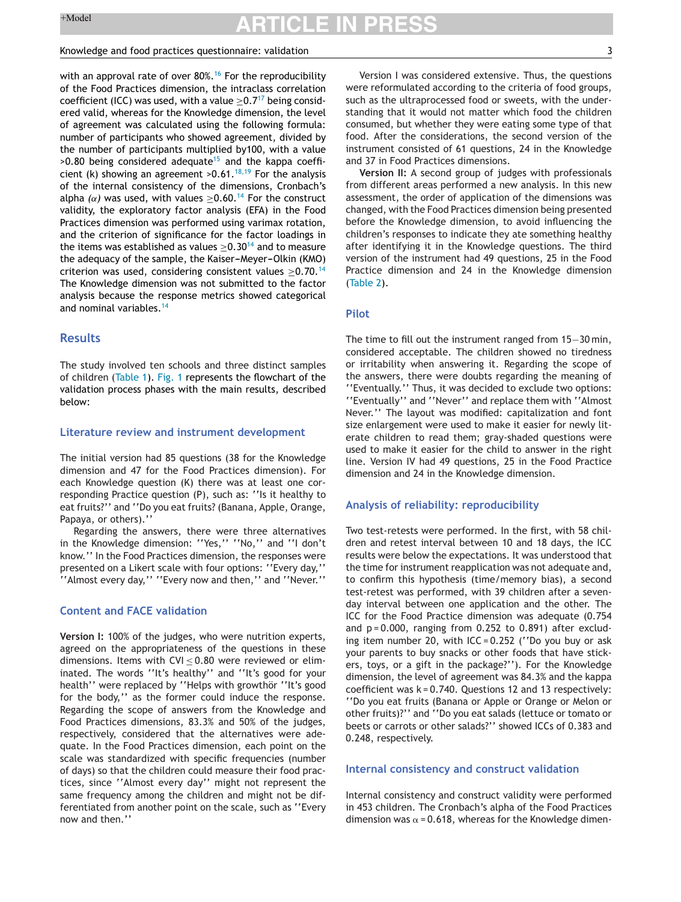with an approval rate of over 80%.[16] For the reproducibility of the Food Practices dimension, the intraclass correlation coefficient (ICC) was used, with a value $\geq$0.7[17] being considered valid, whereas for the Knowledge dimension, the level of agreement was calculated using the following formula: number of participants who showed agreement, divided by the number of participants multiplied by100, with a value >0.80 being considered adequate[15] and the kappa coefficient (k) showing an agreement >0.61.[18,19] For the analysis of the internal consistency of the dimensions, Cronbach's alpha *(α)* was used, with values $\geq$0.60.[14] For the construct validity, the exploratory factor analysis (EFA) in the Food Practices dimension was performed using varimax rotation, and the criterion of significance for the factor loadings in the items was established as values $\geq$0.30[14] and to measure the adequacy of the sample, the Kaiser-Meyer-Olkin (KMO) criterion was used, considering consistent values $\geq$0.70.[14] The Knowledge dimension was not submitted to the factor analysis because the response metrics showed categorical and nominal variables.[14]

## Results

The study involved ten schools and three distinct samples of children (Table 1). Fig. 1 represents the flowchart of the validation process phases with the main results, described below:

### Literature review and instrument development

The initial version had 85 questions (38 for the Knowledge dimension and 47 for the Food Practices dimension). For each Knowledge question (K) there was at least one corresponding Practice question (P), such as: ''Is it healthy to eat fruits?'' and ''Do you eat fruits? (Banana, Apple, Orange, Papaya, or others).''

Regarding the answers, there were three alternatives in the Knowledge dimension: ''Yes,'' ''No,'' and ''I don't know.'' In the Food Practices dimension, the responses were presented on a Likert scale with four options: ''Every day,'' ''Almost every day,'' ''Every now and then,'' and ''Never.''

### Content and FACE validation

**Version I:** 100% of the judges, who were nutrition experts, agreed on the appropriateness of the questions in these dimensions. Items with CVI $\leq$ 0.80 were reviewed or eliminated. The words ''It's healthy'' and ''It's good for your health'' were replaced by ''Helps with growthör ''It's good for the body,'' as the former could induce the response. Regarding the scope of answers from the Knowledge and Food Practices dimensions, 83.3% and 50% of the judges, respectively, considered that the alternatives were adequate. In the Food Practices dimension, each point on the scale was standardized with specific frequencies (number of days) so that the children could measure their food practices, since ''Almost every day'' might not represent the same frequency among the children and might not be differentiated from another point on the scale, such as ''Every now and then.''

Version I was considered extensive. Thus, the questions were reformulated according to the criteria of food groups, such as the ultraprocessed food or sweets, with the understanding that it would not matter which food the children consumed, but whether they were eating some type of that food. After the considerations, the second version of the instrument consisted of 61 questions, 24 in the Knowledge and 37 in Food Practices dimensions.

**Version II:** A second group of judges with professionals from different areas performed a new analysis. In this new assessment, the order of application of the dimensions was changed, with the Food Practices dimension being presented before the Knowledge dimension, to avoid influencing the children's responses to indicate they ate something healthy after identifying it in the Knowledge questions. The third version of the instrument had 49 questions, 25 in the Food Practice dimension and 24 in the Knowledge dimension (Table 2).

### Pilot

The time to fill out the instrument ranged from 15–30 min, considered acceptable. The children showed no tiredness or irritability when answering it. Regarding the scope of the answers, there were doubts regarding the meaning of ''Eventually.'' Thus, it was decided to exclude two options: ''Eventually'' and ''Never'' and replace them with ''Almost Never.'' The layout was modified: capitalization and font size enlargement were used to make it easier for newly literate children to read them; gray-shaded questions were used to make it easier for the child to answer in the right line. Version IV had 49 questions, 25 in the Food Practice dimension and 24 in the Knowledge dimension.

### Analysis of reliability: reproducibility

Two test-retests were performed. In the first, with 58 children and retest interval between 10 and 18 days, the ICC results were below the expectations. It was understood that the time for instrument reapplication was not adequate and, to confirm this hypothesis (time/memory bias), a second test-retest was performed, with 39 children after a seven-day interval between one application and the other. The ICC for the Food Practice dimension was adequate (0.754 and p = 0.000, ranging from 0.252 to 0.891) after excluding item number 20, with ICC = 0.252 (''Do you buy or ask your parents to buy snacks or other foods that have stickers, toys, or a gift in the package?''). For the Knowledge dimension, the level of agreement was 84.3% and the kappa coefficient was k = 0.740. Questions 12 and 13 respectively: ''Do you eat fruits (Banana or Apple or Orange or Melon or other fruits)?'' and ''Do you eat salads (lettuce or tomato or beets or carrots or other salads?'' showed ICCs of 0.383 and 0.248, respectively.

### Internal consistency and construct validation

Internal consistency and construct validity were performed in 453 children. The Cronbach's alpha of the Food Practices dimension was $\alpha$ = 0.618, whereas for the Knowledge dimen-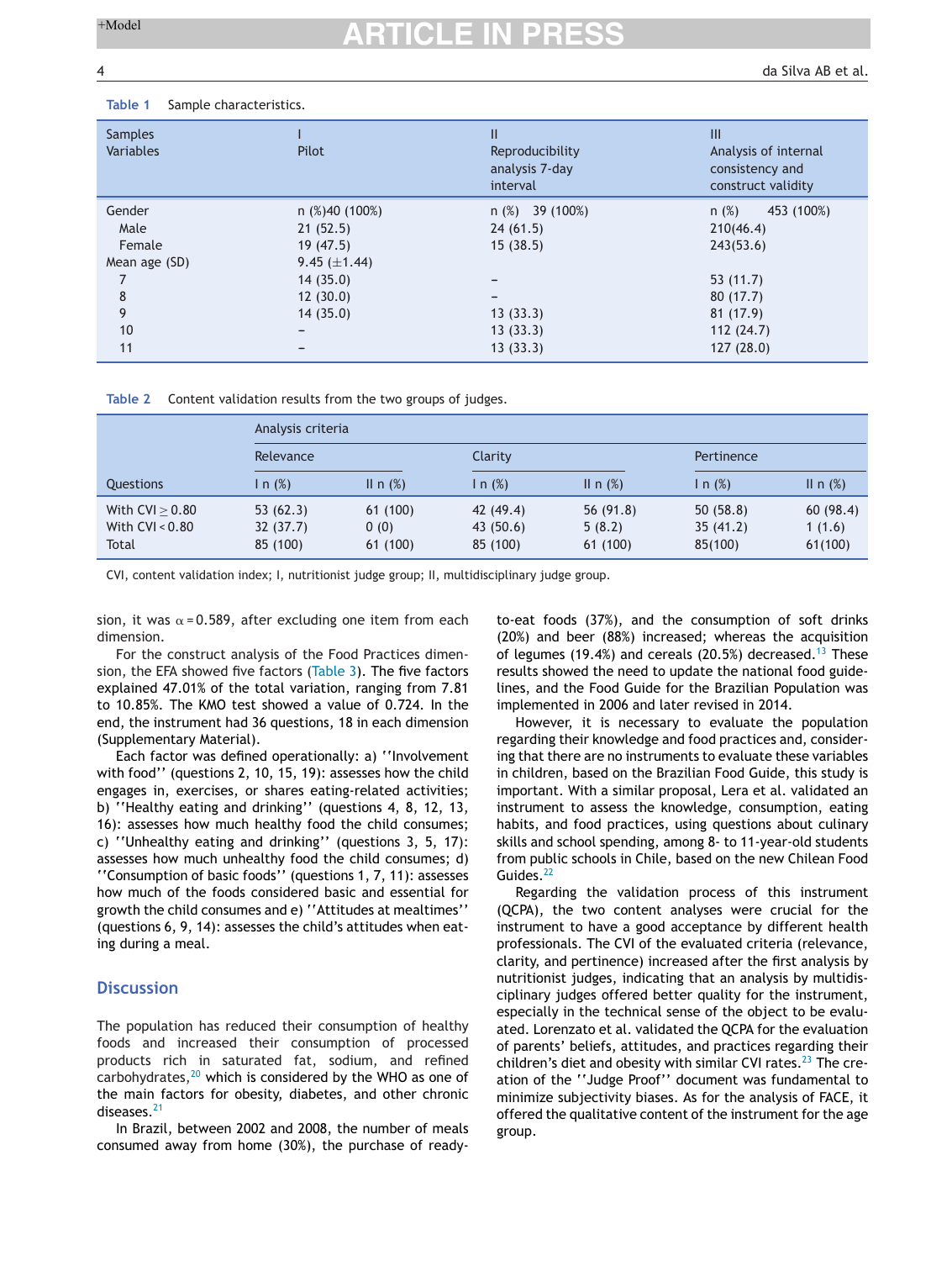Table 1 Sample characteristics.

| Samples Variables | I Pilot | II Reproducibility analysis 7-day interval | III Analysis of internal consistency and construct validity |
|---|---|---|---|
| Gender | n (%)40 (100%) | n (%) 39 (100%) | n (%) 453 (100%) |
| Male | 21 (52.5) | 24 (61.5) | 210(46.4) |
| Female | 19 (47.5) | 15 (38.5) | 243(53.6) |
| Mean age (SD) | 9.45 (±1.44) | | |
| 7 | 14 (35.0) | – | 53 (11.7) |
| 8 | 12 (30.0) | – | 80 (17.7) |
| 9 | 14 (35.0) | 13 (33.3) | 81 (17.9) |
| 10 | – | 13 (33.3) | 112 (24.7) |
| 11 | – | 13 (33.3) | 127 (28.0) |

Table 2 Content validation results from the two groups of judges.

| | Analysis criteria | | | | | |
|---|---|---|---|---|---|---|
| | Relevance | | Clarity | | Pertinence | |
| Questions | I n (%) | II n (%) | I n (%) | II n (%) | I n (%) | II n (%) |
| With CVI ≥ 0.80 | 53 (62.3) | 61 (100) | 42 (49.4) | 56 (91.8) | 50 (58.8) | 60 (98.4) |
| With CVI < 0.80 | 32 (37.7) | 0 (0) | 43 (50.6) | 5 (8.2) | 35 (41.2) | 1 (1.6) |
| Total | 85 (100) | 61 (100) | 85 (100) | 61 (100) | 85(100) | 61(100) |

CVI, content validation index; I, nutritionist judge group; II, multidisciplinary judge group.

sion, it was $\alpha = 0.589$, after excluding one item from each dimension.

For the construct analysis of the Food Practices dimension, the EFA showed five factors (Table 3). The five factors explained 47.01% of the total variation, ranging from 7.81 to 10.85%. The KMO test showed a value of 0.724. In the end, the instrument had 36 questions, 18 in each dimension (Supplementary Material).

Each factor was defined operationally: a) ''Involvement with food'' (questions 2, 10, 15, 19): assesses how the child engages in, exercises, or shares eating-related activities; b) ''Healthy eating and drinking'' (questions 4, 8, 12, 13, 16): assesses how much healthy food the child consumes; c) ''Unhealthy eating and drinking'' (questions 3, 5, 17): assesses how much unhealthy food the child consumes; d) ''Consumption of basic foods'' (questions 1, 7, 11): assesses how much of the foods considered basic and essential for growth the child consumes and e) ''Attitudes at mealtimes'' (questions 6, 9, 14): assesses the child's attitudes when eating during a meal.

## Discussion

The population has reduced their consumption of healthy foods and increased their consumption of processed products rich in saturated fat, sodium, and refined carbohydrates,[20] which is considered by the WHO as one of the main factors for obesity, diabetes, and other chronic diseases.[21]

In Brazil, between 2002 and 2008, the number of meals consumed away from home (30%), the purchase of ready-to-eat foods (37%), and the consumption of soft drinks (20%) and beer (88%) increased; whereas the acquisition of legumes (19.4%) and cereals (20.5%) decreased.[13] These results showed the need to update the national food guidelines, and the Food Guide for the Brazilian Population was implemented in 2006 and later revised in 2014.

However, it is necessary to evaluate the population regarding their knowledge and food practices and, considering that there are no instruments to evaluate these variables in children, based on the Brazilian Food Guide, this study is important. With a similar proposal, Lera et al. validated an instrument to assess the knowledge, consumption, eating habits, and food practices, using questions about culinary skills and school spending, among 8- to 11-year-old students from public schools in Chile, based on the new Chilean Food Guides.[22]

Regarding the validation process of this instrument (QCPA), the two content analyses were crucial for the instrument to have a good acceptance by different health professionals. The CVI of the evaluated criteria (relevance, clarity, and pertinence) increased after the first analysis by nutritionist judges, indicating that an analysis by multidisciplinary judges offered better quality for the instrument, especially in the technical sense of the object to be evaluated. Lorenzato et al. validated the QCPA for the evaluation of parents' beliefs, attitudes, and practices regarding their children's diet and obesity with similar CVI rates.[23] The creation of the ''Judge Proof'' document was fundamental to minimize subjectivity biases. As for the analysis of FACE, it offered the qualitative content of the instrument for the age group.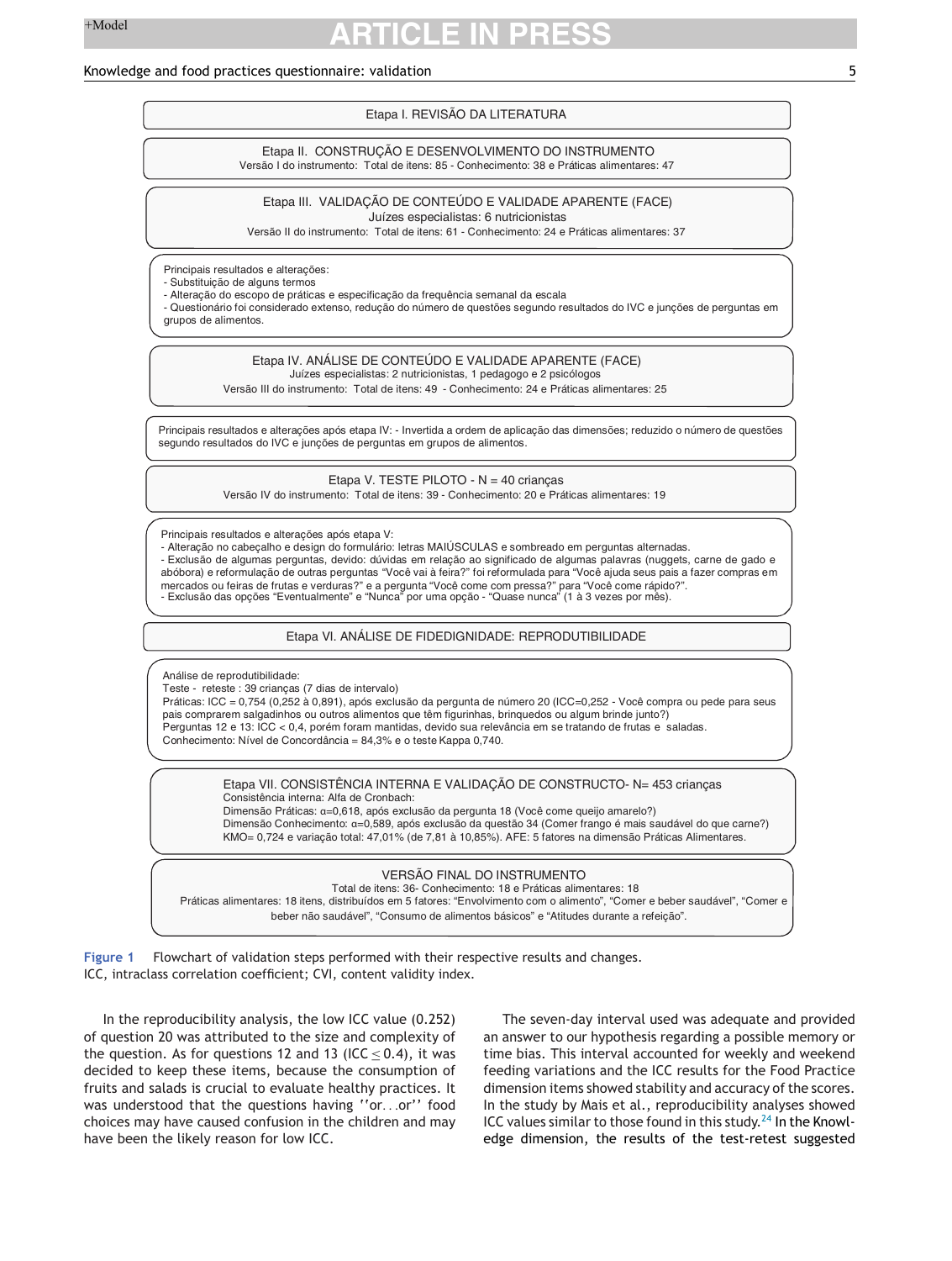Etapa I. REVISÃO DA LITERATURA

Etapa II. CONSTRUÇÃO E DESENVOLVIMENTO DO INSTRUMENTO
Versão I do instrumento: Total de itens: 85 - Conhecimento: 38 e Práticas alimentares: 47

Etapa III. VALIDAÇÃO DE CONTEÚDO E VALIDADE APARENTE (FACE)
Juízes especialistas: 6 nutricionistas
Versão II do instrumento: Total de itens: 61 - Conhecimento: 24 e Práticas alimentares: 37

Principais resultados e alterações:
- Substituição de alguns termos
- Alteração do escopo de práticas e especificação da frequência semanal da escala
- Questionário foi considerado extenso, redução do número de questões segundo resultados do IVC e junções de perguntas em grupos de alimentos.

Etapa IV. ANÁLISE DE CONTEÚDO E VALIDADE APARENTE (FACE)
Juízes especialistas: 2 nutricionistas, 1 pedagogo e 2 psicólogos
Versão III do instrumento: Total de itens: 49 - Conhecimento: 24 e Práticas alimentares: 25

Principais resultados e alterações após etapa IV: - Invertida a ordem de aplicação das dimensões; reduzido o número de questões segundo resultados do IVC e junções de perguntas em grupos de alimentos.

Etapa V. TESTE PILOTO - N = 40 crianças
Versão IV do instrumento: Total de itens: 39 - Conhecimento: 20 e Práticas alimentares: 19

Principais resultados e alterações após etapa V:
- Alteração no cabeçalho e design do formulário: letras MAIÚSCULAS e sombreado em perguntas alternadas.
- Exclusão de algumas perguntas, devido: dúvidas em relação ao significado de algumas palavras (nuggets, carne de gado e abóbora) e reformulação de outras perguntas "Você vai à feira?" foi reformulada para "Você ajuda seus pais a fazer compras em mercados ou feiras de frutas e verduras?" e a pergunta "Você come com pressa?" para "Você come rápido?".
- Exclusão das opções "Eventualmente" e "Nunca" por uma opção - "Quase nunca" (1 à 3 vezes por mês).

Etapa VI. ANÁLISE DE FIDEDIGNIDADE: REPRODUTIBILIDADE

Análise de reprodutibilidade:
Teste - reteste : 39 crianças (7 dias de intervalo)
Práticas: ICC = 0,754 (0,252 à 0,891), após exclusão da pergunta de número 20 (ICC=0,252 - Você compra ou pede para seus pais comprarem salgadinhos ou outros alimentos que têm figurinhas, brinquedos ou algum brinde junto?)
Perguntas 12 e 13: ICC < 0,4, porém foram mantidas, devido sua relevância em se tratando de frutas e saladas.
Conhecimento: Nível de Concordância = 84,3% e o teste Kappa 0,740.

Etapa VII. CONSISTÊNCIA INTERNA E VALIDAÇÃO DE CONSTRUCTO- N= 453 crianças
Consistência interna: Alfa de Cronbach:
Dimensão Práticas: α=0,618, após exclusão da pergunta 18 (Você come queijo amarelo?)
Dimensão Conhecimento: α=0,589, após exclusão da questão 34 (Comer frango é mais saudável do que carne?)
KMO= 0,724 e variação total: 47,01% (de 7,81 à 10,85%). AFE: 5 fatores na dimensão Práticas Alimentares.

VERSÃO FINAL DO INSTRUMENTO
Total de itens: 36- Conhecimento: 18 e Práticas alimentares: 18
Práticas alimentares: 18 itens, distribuídos em 5 fatores: "Envolvimento com o alimento", "Comer e beber saudável", "Comer e beber não saudável", "Consumo de alimentos básicos" e "Atitudes durante a refeição".

**Figure 1** Flowchart of validation steps performed with their respective results and changes. ICC, intraclass correlation coefficient; CVI, content validity index.

In the reproducibility analysis, the low ICC value (0.252) of question 20 was attributed to the size and complexity of the question. As for questions 12 and 13 (ICC $\leq$ 0.4), it was decided to keep these items, because the consumption of fruits and salads is crucial to evaluate healthy practices. It was understood that the questions having ''or...or'' food choices may have caused confusion in the children and may have been the likely reason for low ICC.

The seven-day interval used was adequate and provided an answer to our hypothesis regarding a possible memory or time bias. This interval accounted for weekly and weekend feeding variations and the ICC results for the Food Practice dimension items showed stability and accuracy of the scores. In the study by Mais et al., reproducibility analyses showed ICC values similar to those found in this study.[24] In the Knowledge dimension, the results of the test-retest suggested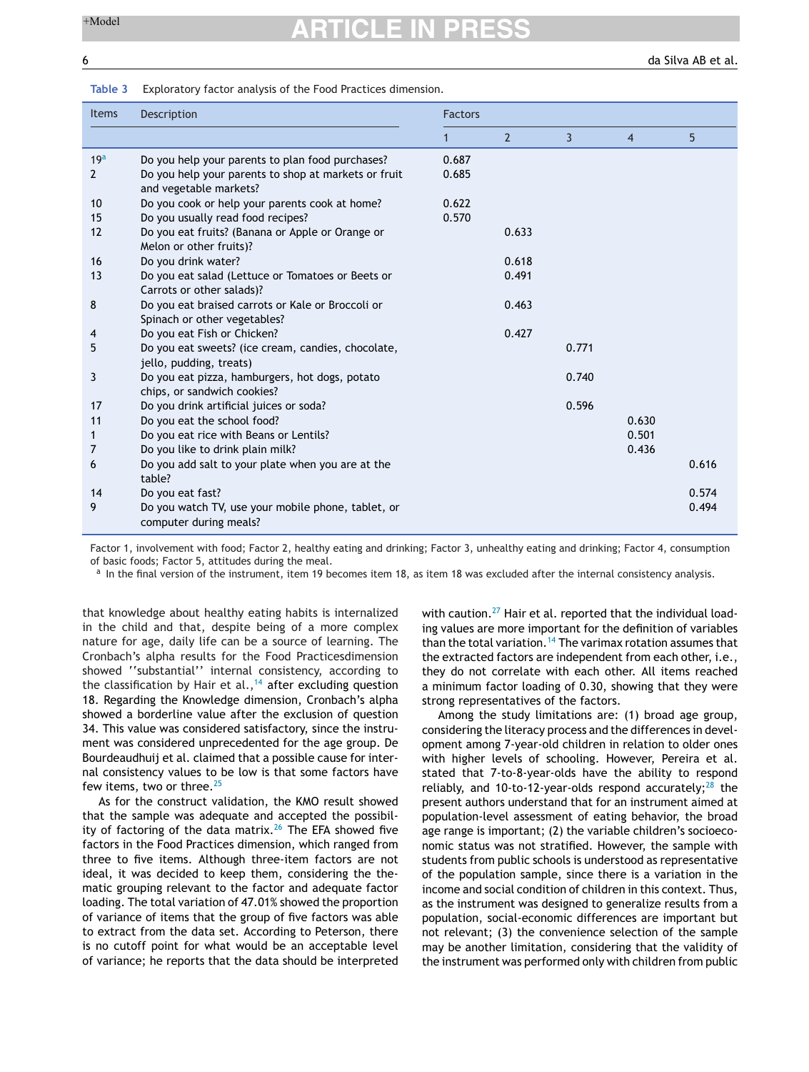**Table 3** Exploratory factor analysis of the Food Practices dimension.

| Items | Description | Factors | | | | |
|---|---|---|---|---|---|---|
| | | 1 | 2 | 3 | 4 | 5 |
| 19[a] | Do you help your parents to plan food purchases? | 0.687 | | | | |
| 2 | Do you help your parents to shop at markets or fruit and vegetable markets? | 0.685 | | | | |
| 10 | Do you cook or help your parents cook at home? | 0.622 | | | | |
| 15 | Do you usually read food recipes? | 0.570 | | | | |
| 12 | Do you eat fruits? (Banana or Apple or Orange or Melon or other fruits)? | | 0.633 | | | |
| 16 | Do you drink water? | | 0.618 | | | |
| 13 | Do you eat salad (Lettuce or Tomatoes or Beets or Carrots or other salads)? | | 0.491 | | | |
| 8 | Do you eat braised carrots or Kale or Broccoli or Spinach or other vegetables? | | 0.463 | | | |
| 4 | Do you eat Fish or Chicken? | | 0.427 | | | |
| 5 | Do you eat sweets? (ice cream, candies, chocolate, jello, pudding, treats) | | | 0.771 | | |
| 3 | Do you eat pizza, hamburgers, hot dogs, potato chips, or sandwich cookies? | | | 0.740 | | |
| 17 | Do you drink artificial juices or soda? | | | 0.596 | | |
| 11 | Do you eat the school food? | | | | 0.630 | |
| 1 | Do you eat rice with Beans or Lentils? | | | | 0.501 | |
| 7 | Do you like to drink plain milk? | | | | 0.436 | |
| 6 | Do you add salt to your plate when you are at the table? | | | | | 0.616 |
| 14 | Do you eat fast? | | | | | 0.574 |
| 9 | Do you watch TV, use your mobile phone, tablet, or computer during meals? | | | | | 0.494 |

Factor 1, involvement with food; Factor 2, healthy eating and drinking; Factor 3, unhealthy eating and drinking; Factor 4, consumption of basic foods; Factor 5, attitudes during the meal.

[a] In the final version of the instrument, item 19 becomes item 18, as item 18 was excluded after the internal consistency analysis.

that knowledge about healthy eating habits is internalized in the child and that, despite being of a more complex nature for age, daily life can be a source of learning. The Cronbach's alpha results for the Food Practicesdimension showed ''substantial'' internal consistency, according to the classification by Hair et al.,[14] after excluding question 18. Regarding the Knowledge dimension, Cronbach's alpha showed a borderline value after the exclusion of question 34. This value was considered satisfactory, since the instrument was considered unprecedented for the age group. De Bourdeaudhuij et al. claimed that a possible cause for internal consistency values to be low is that some factors have few items, two or three.[25]

As for the construct validation, the KMO result showed that the sample was adequate and accepted the possibility of factoring of the data matrix.[26] The EFA showed five factors in the Food Practices dimension, which ranged from three to five items. Although three-item factors are not ideal, it was decided to keep them, considering the thematic grouping relevant to the factor and adequate factor loading. The total variation of 47.01% showed the proportion of variance of items that the group of five factors was able to extract from the data set. According to Peterson, there is no cutoff point for what would be an acceptable level of variance; he reports that the data should be interpreted with caution.[27] Hair et al. reported that the individual loading values are more important for the definition of variables than the total variation.[14] The varimax rotation assumes that the extracted factors are independent from each other, i.e., they do not correlate with each other. All items reached a minimum factor loading of 0.30, showing that they were strong representatives of the factors.

Among the study limitations are: (1) broad age group, considering the literacy process and the differences in development among 7-year-old children in relation to older ones with higher levels of schooling. However, Pereira et al. stated that 7-to-8-year-olds have the ability to respond reliably, and 10-to-12-year-olds respond accurately;[28] the present authors understand that for an instrument aimed at population-level assessment of eating behavior, the broad age range is important; (2) the variable children's socioeconomic status was not stratified. However, the sample with students from public schools is understood as representative of the population sample, since there is a variation in the income and social condition of children in this context. Thus, as the instrument was designed to generalize results from a population, social-economic differences are important but not relevant; (3) the convenience selection of the sample may be another limitation, considering that the validity of the instrument was performed only with children from public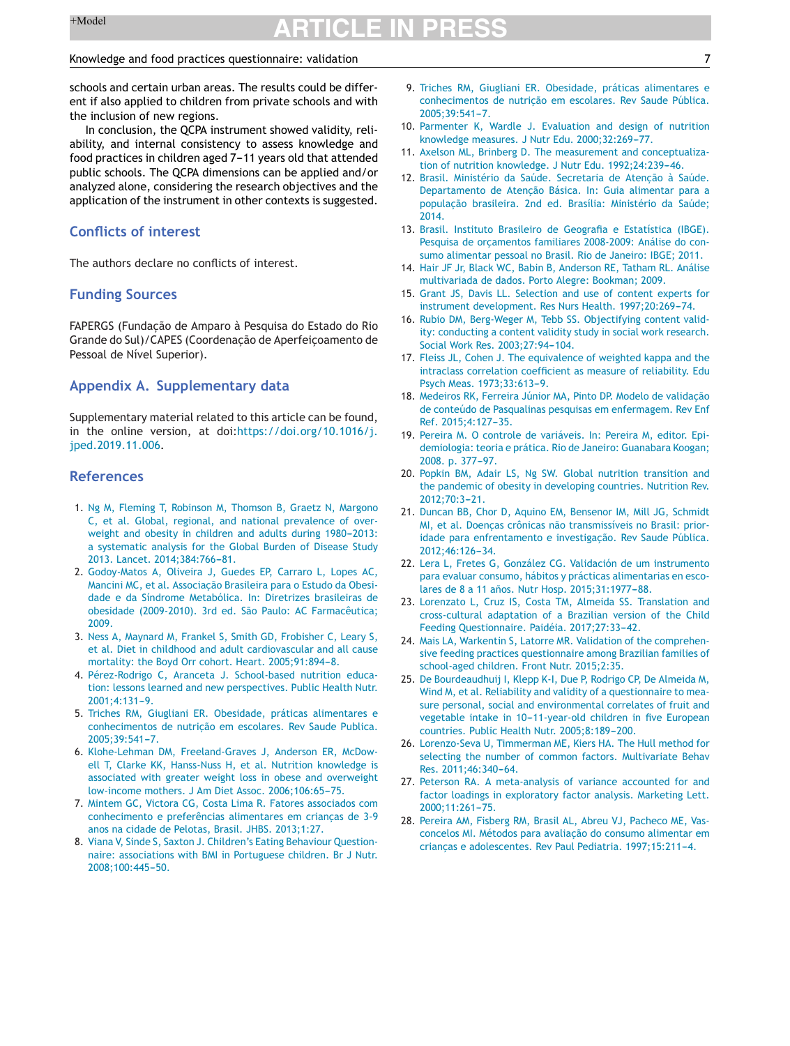schools and certain urban areas. The results could be different if also applied to children from private schools and with the inclusion of new regions.

In conclusion, the QCPA instrument showed validity, reliability, and internal consistency to assess knowledge and food practices in children aged 7–11 years old that attended public schools. The QCPA dimensions can be applied and/or analyzed alone, considering the research objectives and the application of the instrument in other contexts is suggested.

## Conflicts of interest

The authors declare no conflicts of interest.

## Funding Sources

FAPERGS (Fundação de Amparo à Pesquisa do Estado do Rio Grande do Sul)/CAPES (Coordenação de Aperfeiçoamento de Pessoal de Nível Superior).

## Appendix A. Supplementary data

Supplementary material related to this article can be found, in the online version, at doi:https://doi.org/10.1016/j.jped.2019.11.006.

## References

1. Ng M, Fleming T, Robinson M, Thomson B, Graetz N, Margono C, et al. Global, regional, and national prevalence of overweight and obesity in children and adults during 1980–2013: a systematic analysis for the Global Burden of Disease Study 2013. Lancet. 2014;384:766–81.
2. Godoy-Matos A, Oliveira J, Guedes EP, Carraro L, Lopes AC, Mancini MC, et al. Associação Brasileira para o Estudo da Obesidade e da Síndrome Metabólica. In: Diretrizes brasileiras de obesidade (2009-2010). 3rd ed. São Paulo: AC Farmacêutica; 2009.
3. Ness A, Maynard M, Frankel S, Smith GD, Frobisher C, Leary S, et al. Diet in childhood and adult cardiovascular and all cause mortality: the Boyd Orr cohort. Heart. 2005;91:894–8.
4. Pérez-Rodrigo C, Aranceta J. School-based nutrition education: lessons learned and new perspectives. Public Health Nutr. 2001;4:131–9.
5. Triches RM, Giugliani ER. Obesidade, práticas alimentares e conhecimentos de nutrição em escolares. Rev Saude Publica. 2005;39:541–7.
6. Klohe-Lehman DM, Freeland-Graves J, Anderson ER, McDowell T, Clarke KK, Hanss-Nuss H, et al. Nutrition knowledge is associated with greater weight loss in obese and overweight low-income mothers. J Am Diet Assoc. 2006;106:65–75.
7. Mintem GC, Victora CG, Costa Lima R. Fatores associados com conhecimento e preferências alimentares em crianças de 3-9 anos na cidade de Pelotas, Brasil. JHBS. 2013;1:27.
8. Viana V, Sinde S, Saxton J. Children's Eating Behaviour Questionnaire: associations with BMI in Portuguese children. Br J Nutr. 2008;100:445–50.
9. Triches RM, Giugliani ER. Obesidade, práticas alimentares e conhecimentos de nutrição em escolares. Rev Saude Pública. 2005;39:541–7.
10. Parmenter K, Wardle J. Evaluation and design of nutrition knowledge measures. J Nutr Edu. 2000;32:269–77.
11. Axelson ML, Brinberg D. The measurement and conceptualization of nutrition knowledge. J Nutr Edu. 1992;24:239–46.
12. Brasil. Ministério da Saúde. Secretaria de Atenção à Saúde. Departamento de Atenção Básica. In: Guia alimentar para a população brasileira. 2nd ed. Brasília: Ministério da Saúde; 2014.
13. Brasil. Instituto Brasileiro de Geografia e Estatística (IBGE). Pesquisa de orçamentos familiares 2008-2009: Análise do consumo alimentar pessoal no Brasil. Rio de Janeiro: IBGE; 2011.
14. Hair JF Jr, Black WC, Babin B, Anderson RE, Tatham RL. Análise multivariada de dados. Porto Alegre: Bookman; 2009.
15. Grant JS, Davis LL. Selection and use of content experts for instrument development. Res Nurs Health. 1997;20:269–74.
16. Rubio DM, Berg-Weger M, Tebb SS. Objectifying content validity: conducting a content validity study in social work research. Social Work Res. 2003;27:94–104.
17. Fleiss JL, Cohen J. The equivalence of weighted kappa and the intraclass correlation coefficient as measure of reliability. Edu Psych Meas. 1973;33:613–9.
18. Medeiros RK, Ferreira Júnior MA, Pinto DP. Modelo de validação de conteúdo de Pasqualinas pesquisas em enfermagem. Rev Enf Ref. 2015;4:127–35.
19. Pereira M. O controle de variáveis. In: Pereira M, editor. Epidemiologia: teoria e prática. Rio de Janeiro: Guanabara Koogan; 2008. p. 377–97.
20. Popkin BM, Adair LS, Ng SW. Global nutrition transition and the pandemic of obesity in developing countries. Nutrition Rev. 2012;70:3–21.
21. Duncan BB, Chor D, Aquino EM, Bensenor IM, Mill JG, Schmidt MI, et al. Doenças crônicas não transmissíveis no Brasil: prioridade para enfrentamento e investigação. Rev Saude Pública. 2012;46:126–34.
22. Lera L, Fretes G, González CG. Validación de um instrumento para evaluar consumo, hábitos y prácticas alimentarias en escolares de 8 a 11 años. Nutr Hosp. 2015;31:1977–88.
23. Lorenzato L, Cruz IS, Costa TM, Almeida SS. Translation and cross-cultural adaptation of a Brazilian version of the Child Feeding Questionnaire. Paidéia. 2017;27:33–42.
24. Mais LA, Warkentin S, Latorre MR. Validation of the comprehensive feeding practices questionnaire among Brazilian families of school-aged children. Front Nutr. 2015;2:35.
25. De Bourdeaudhuij I, Klepp K-I, Due P, Rodrigo CP, De Almeida M, Wind M, et al. Reliability and validity of a questionnaire to measure personal, social and environmental correlates of fruit and vegetable intake in 10–11-year-old children in five European countries. Public Health Nutr. 2005;8:189–200.
26. Lorenzo-Seva U, Timmerman ME, Kiers HA. The Hull method for selecting the number of common factors. Multivariate Behav Res. 2011;46:340–64.
27. Peterson RA. A meta-analysis of variance accounted for and factor loadings in exploratory factor analysis. Marketing Lett. 2000;11:261–75.
28. Pereira AM, Fisberg RM, Brasil AL, Abreu VJ, Pacheco ME, Vasconcelos MI. Métodos para avaliação do consumo alimentar em crianças e adolescentes. Rev Paul Pediatria. 1997;15:211–4.